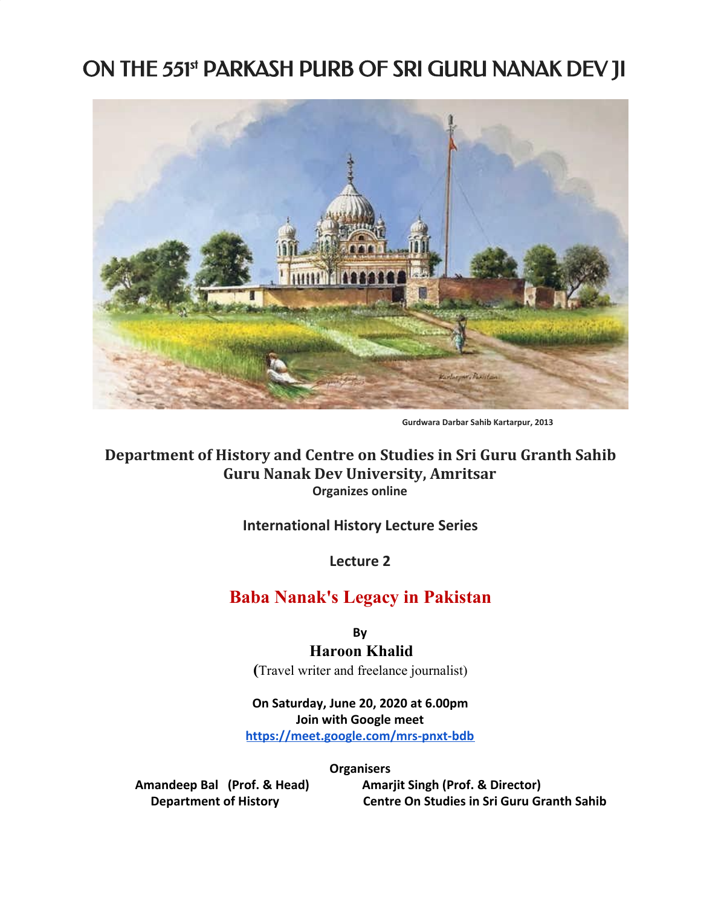# ON THE 551st PARKASH PURB OF SRI GURU NANAK DEV JI

Gurdwara Darbar Sahib Kartarpur, 2013

**Department of History and Centre on Studies in Sri Guru Granth Sahib**
**Guru Nanak Dev University, Amritsar**
**Organizes online**

**International History Lecture Series**

**Lecture 2**

## Baba Nanak's Legacy in Pakistan

**By**
**Haroon Khalid**
(Travel writer and freelance journalist)

**On Saturday, June 20, 2020 at 6.00pm**
**Join with Google meet**
**https://meet.google.com/mrs-pnxt-bdb**

**Organisers**

**Amandeep Bal (Prof. & Head)**
**Department of History**

**Amarjit Singh (Prof. & Director)**
**Centre On Studies in Sri Guru Granth Sahib**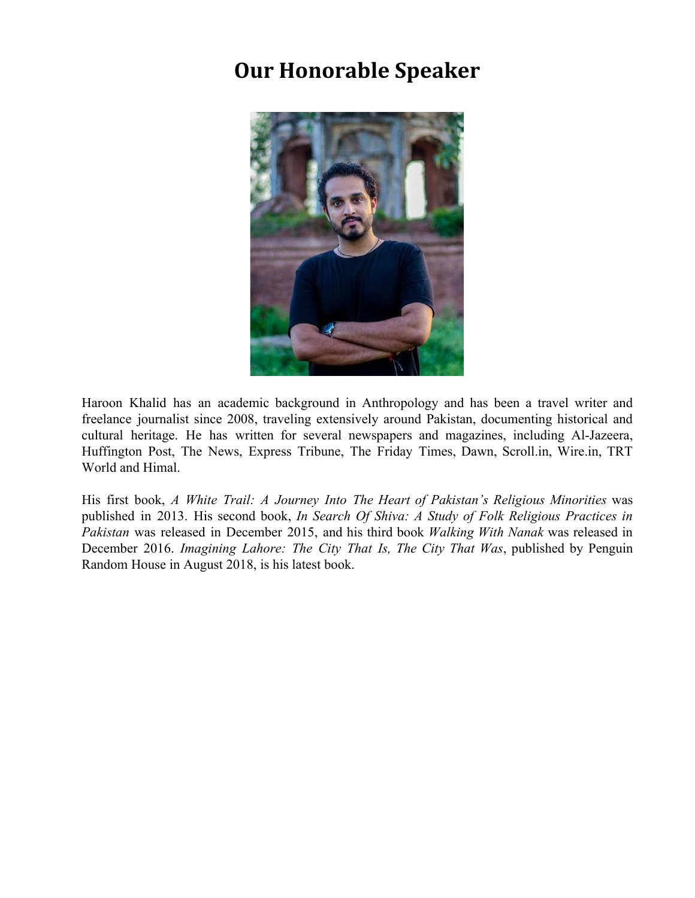# Our Honorable Speaker

Haroon Khalid has an academic background in Anthropology and has been a travel writer and freelance journalist since 2008, traveling extensively around Pakistan, documenting historical and cultural heritage. He has written for several newspapers and magazines, including Al-Jazeera, Huffington Post, The News, Express Tribune, The Friday Times, Dawn, Scroll.in, Wire.in, TRT World and Himal.

His first book, *A White Trail: A Journey Into The Heart of Pakistan's Religious Minorities* was published in 2013. His second book, *In Search Of Shiva: A Study of Folk Religious Practices in Pakistan* was released in December 2015, and his third book *Walking With Nanak* was released in December 2016. *Imagining Lahore: The City That Is, The City That Was*, published by Penguin Random House in August 2018, is his latest book.